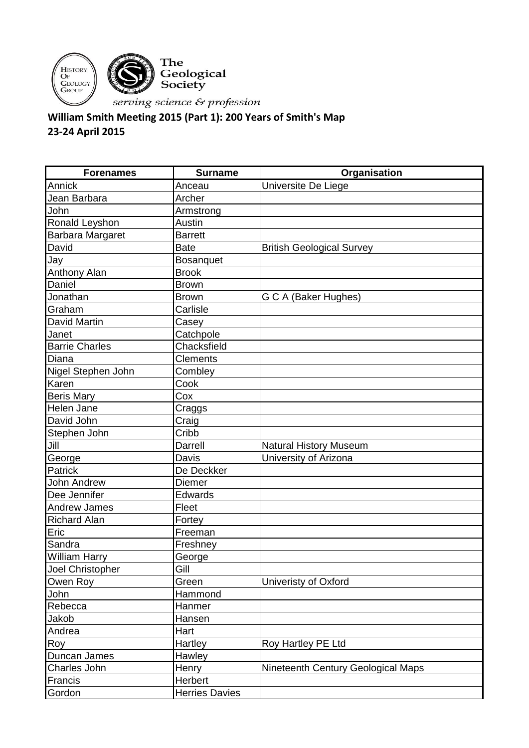The Geological Society

*serving science & profession*

**William Smith Meeting 2015 (Part 1): 200 Years of Smith's Map**
**23-24 April 2015**

| Forenames | Surname | Organisation |
|---|---|---|
| Annick | Anceau | Universite De Liege |
| Jean Barbara | Archer | |
| John | Armstrong | |
| Ronald Leyshon | Austin | |
| Barbara Margaret | Barrett | |
| David | Bate | British Geological Survey |
| Jay | Bosanquet | |
| Anthony Alan | Brook | |
| Daniel | Brown | |
| Jonathan | Brown | G C A (Baker Hughes) |
| Graham | Carlisle | |
| David Martin | Casey | |
| Janet | Catchpole | |
| Barrie Charles | Chacksfield | |
| Diana | Clements | |
| Nigel Stephen John | Combley | |
| Karen | Cook | |
| Beris Mary | Cox | |
| Helen Jane | Craggs | |
| David John | Craig | |
| Stephen John | Cribb | |
| Jill | Darrell | Natural History Museum |
| George | Davis | University of Arizona |
| Patrick | De Deckker | |
| John Andrew | Diemer | |
| Dee Jennifer | Edwards | |
| Andrew James | Fleet | |
| Richard Alan | Fortey | |
| Eric | Freeman | |
| Sandra | Freshney | |
| William Harry | George | |
| Joel Christopher | Gill | |
| Owen Roy | Green | Univeristy of Oxford |
| John | Hammond | |
| Rebecca | Hanmer | |
| Jakob | Hansen | |
| Andrea | Hart | |
| Roy | Hartley | Roy Hartley PE Ltd |
| Duncan James | Hawley | |
| Charles John | Henry | Nineteenth Century Geological Maps |
| Francis | Herbert | |
| Gordon | Herries Davies | |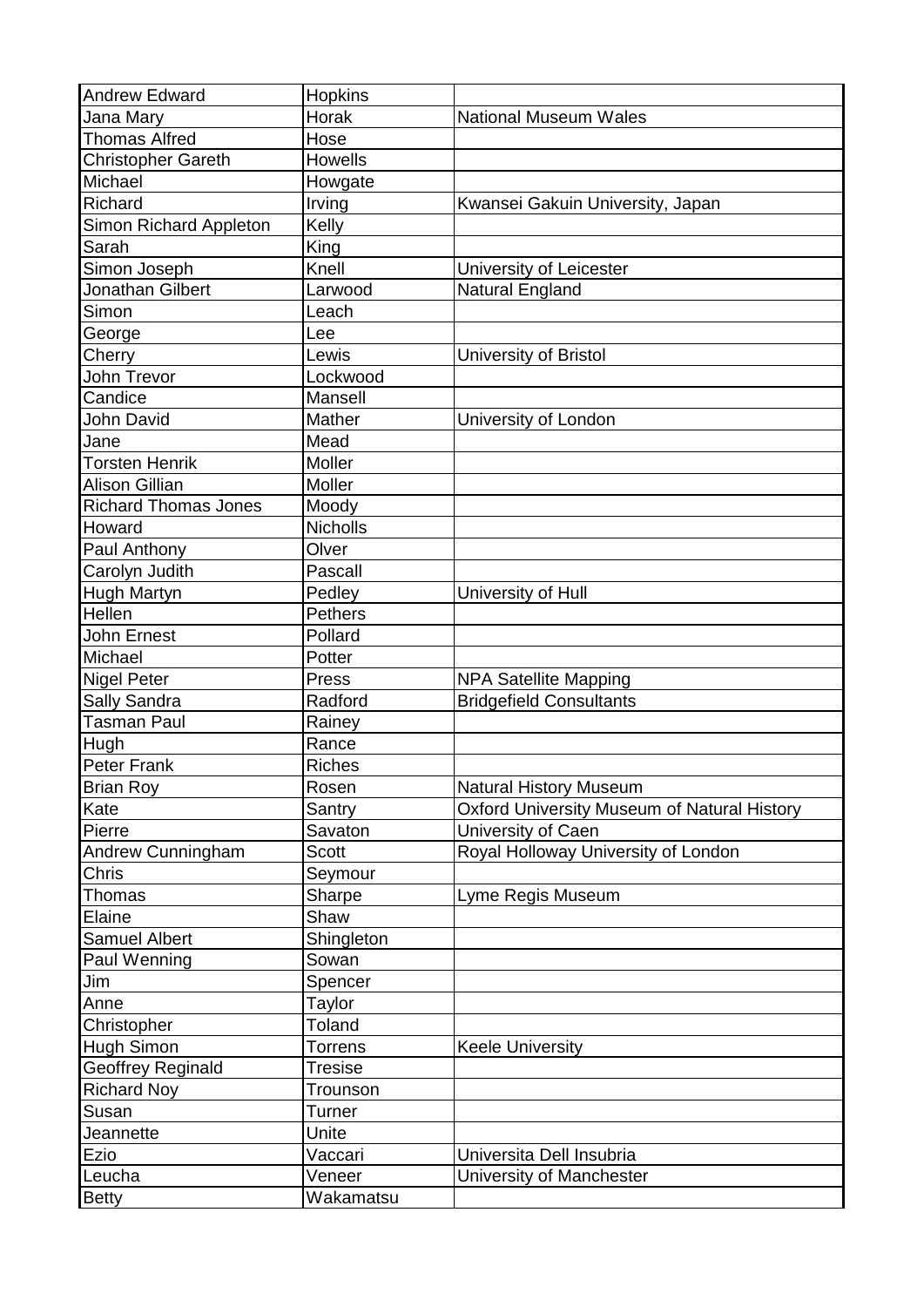| Andrew Edward | Hopkins | |
|---|---|---|
| Jana Mary | Horak | National Museum Wales |
| Thomas Alfred | Hose | |
| Christopher Gareth | Howells | |
| Michael | Howgate | |
| Richard | Irving | Kwansei Gakuin University, Japan |
| Simon Richard Appleton | Kelly | |
| Sarah | King | |
| Simon Joseph | Knell | University of Leicester |
| Jonathan Gilbert | Larwood | Natural England |
| Simon | Leach | |
| George | Lee | |
| Cherry | Lewis | University of Bristol |
| John Trevor | Lockwood | |
| Candice | Mansell | |
| John David | Mather | University of London |
| Jane | Mead | |
| Torsten Henrik | Moller | |
| Alison Gillian | Moller | |
| Richard Thomas Jones | Moody | |
| Howard | Nicholls | |
| Paul Anthony | Olver | |
| Carolyn Judith | Pascall | |
| Hugh Martyn | Pedley | University of Hull |
| Hellen | Pethers | |
| John Ernest | Pollard | |
| Michael | Potter | |
| Nigel Peter | Press | NPA Satellite Mapping |
| Sally Sandra | Radford | Bridgefield Consultants |
| Tasman Paul | Rainey | |
| Hugh | Rance | |
| Peter Frank | Riches | |
| Brian Roy | Rosen | Natural History Museum |
| Kate | Santry | Oxford University Museum of Natural History |
| Pierre | Savaton | University of Caen |
| Andrew Cunningham | Scott | Royal Holloway University of London |
| Chris | Seymour | |
| Thomas | Sharpe | Lyme Regis Museum |
| Elaine | Shaw | |
| Samuel Albert | Shingleton | |
| Paul Wenning | Sowan | |
| Jim | Spencer | |
| Anne | Taylor | |
| Christopher | Toland | |
| Hugh Simon | Torrens | Keele University |
| Geoffrey Reginald | Tresise | |
| Richard Noy | Trounson | |
| Susan | Turner | |
| Jeannette | Unite | |
| Ezio | Vaccari | Universita Dell Insubria |
| Leucha | Veneer | University of Manchester |
| Betty | Wakamatsu | |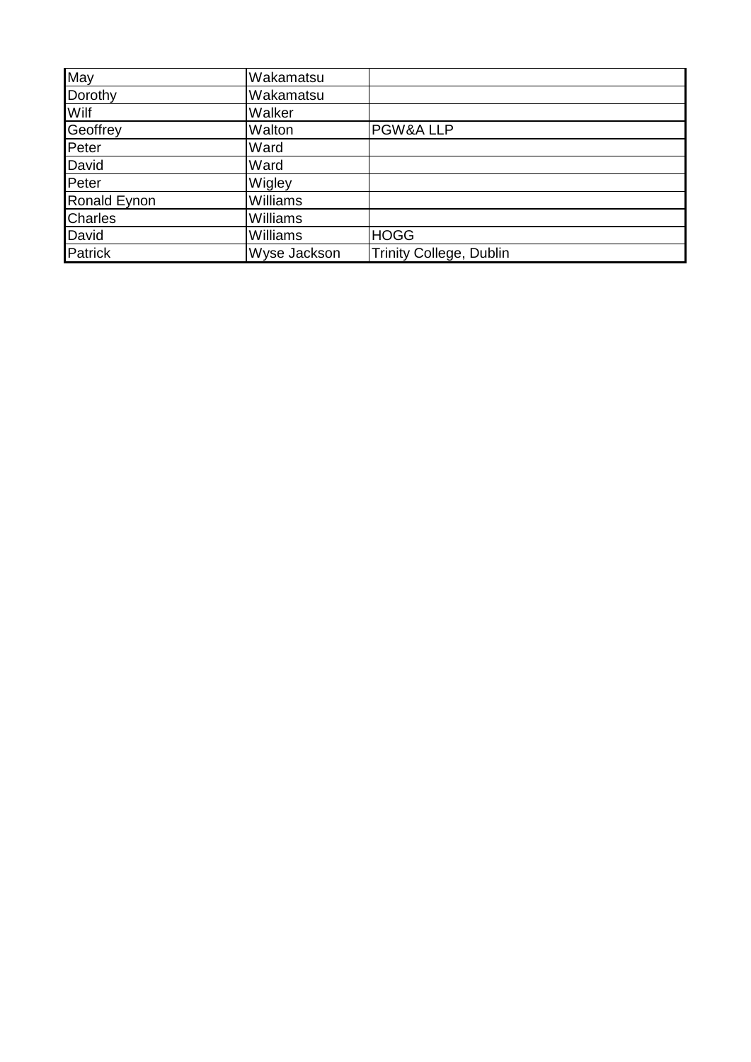| | | |
|---|---|---|
| May | Wakamatsu | |
| Dorothy | Wakamatsu | |
| Wilf | Walker | |
| Geoffrey | Walton | PGW&A LLP |
| Peter | Ward | |
| David | Ward | |
| Peter | Wigley | |
| Ronald Eynon | Williams | |
| Charles | Williams | |
| David | Williams | HOGG |
| Patrick | Wyse Jackson | Trinity College, Dublin |